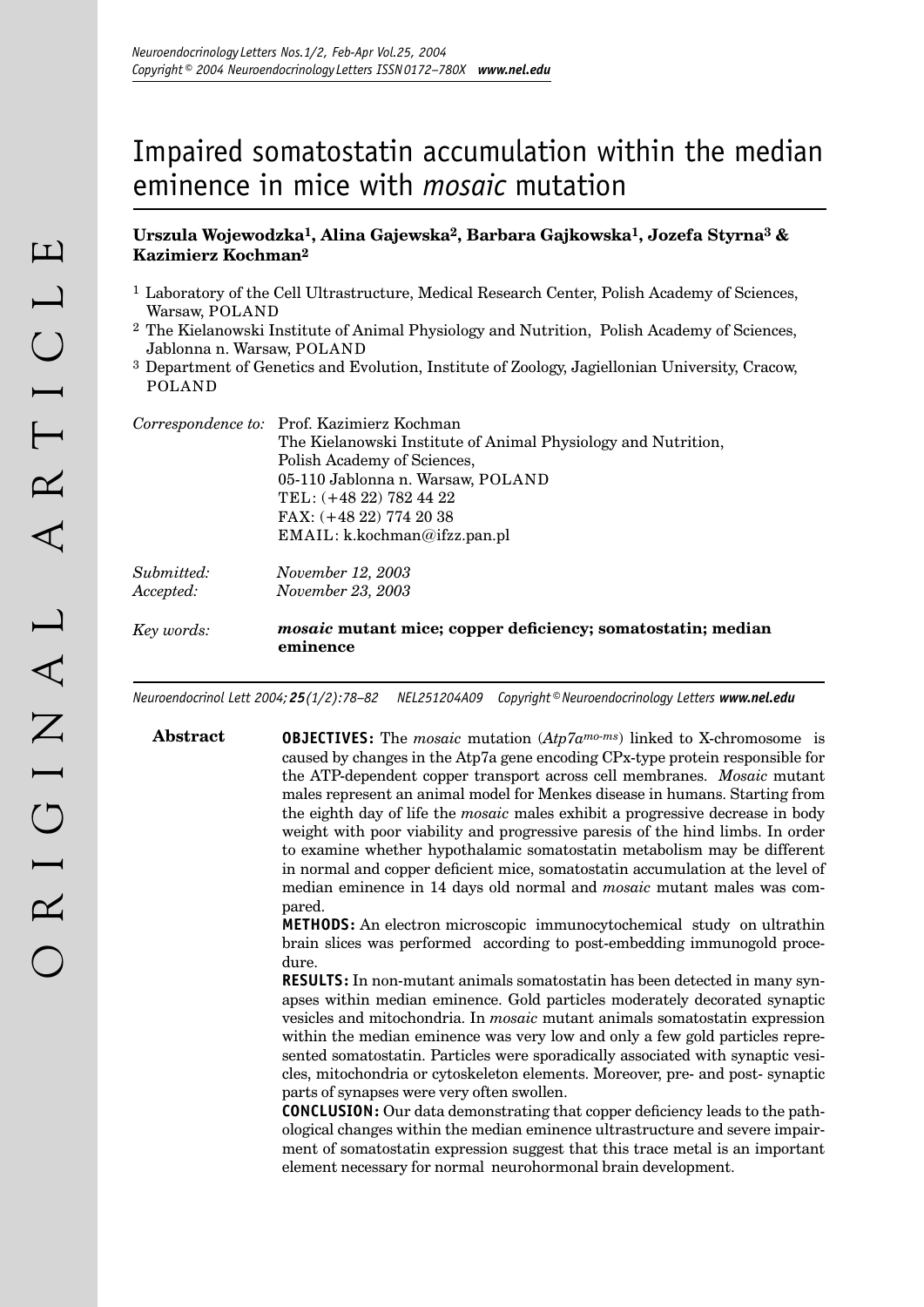# Impaired somatostatin accumulation within the median eminence in mice with *mosaic* mutation

**Urszula Wojewodzka[1], Alina Gajewska[2], Barbara Gajkowska[1], Jozefa Styrna[3] & Kazimierz Kochman[2]**

[1] Laboratory of the Cell Ultrastructure, Medical Research Center, Polish Academy of Sciences, Warsaw, POLAND

[2] The Kielanowski Institute of Animal Physiology and Nutrition, Polish Academy of Sciences, Jablonna n. Warsaw, POLAND

[3] Department of Genetics and Evolution, Institute of Zoology, Jagiellonian University, Cracow, POLAND

*Correspondence to:* Prof. Kazimierz Kochman
The Kielanowski Institute of Animal Physiology and Nutrition,
Polish Academy of Sciences,
05-110 Jablonna n. Warsaw, POLAND
TEL: (+48 22) 782 44 22
FAX: (+48 22) 774 20 38
EMAIL: k.kochman@ifzz.pan.pl

*Submitted:* *November 12, 2003*
*Accepted:* *November 23, 2003*

*Key words:* ***mosaic*** **mutant mice; copper deficiency; somatostatin; median eminence**

*Neuroendocrinol Lett 2004; **25**(1/2):78–82 NEL251204A09 Copyright © Neuroendocrinology Letters www.nel.edu*

## Abstract

**OBJECTIVES:** The *mosaic* mutation ($Atp7a^{mo\text{-}ms}$) linked to X-chromosome is caused by changes in the Atp7a gene encoding CPx-type protein responsible for the ATP-dependent copper transport across cell membranes. *Mosaic* mutant males represent an animal model for Menkes disease in humans. Starting from the eighth day of life the *mosaic* males exhibit a progressive decrease in body weight with poor viability and progressive paresis of the hind limbs. In order to examine whether hypothalamic somatostatin metabolism may be different in normal and copper deficient mice, somatostatin accumulation at the level of median eminence in 14 days old normal and *mosaic* mutant males was compared.

**METHODS:** An electron microscopic immunocytochemical study on ultrathin brain slices was performed according to post-embedding immunogold procedure.

**RESULTS:** In non-mutant animals somatostatin has been detected in many synapses within median eminence. Gold particles moderately decorated synaptic vesicles and mitochondria. In *mosaic* mutant animals somatostatin expression within the median eminence was very low and only a few gold particles represented somatostatin. Particles were sporadically associated with synaptic vesicles, mitochondria or cytoskeleton elements. Moreover, pre- and post- synaptic parts of synapses were very often swollen.

**CONCLUSION:** Our data demonstrating that copper deficiency leads to the pathological changes within the median eminence ultrastructure and severe impairment of somatostatin expression suggest that this trace metal is an important element necessary for normal neurohormonal brain development.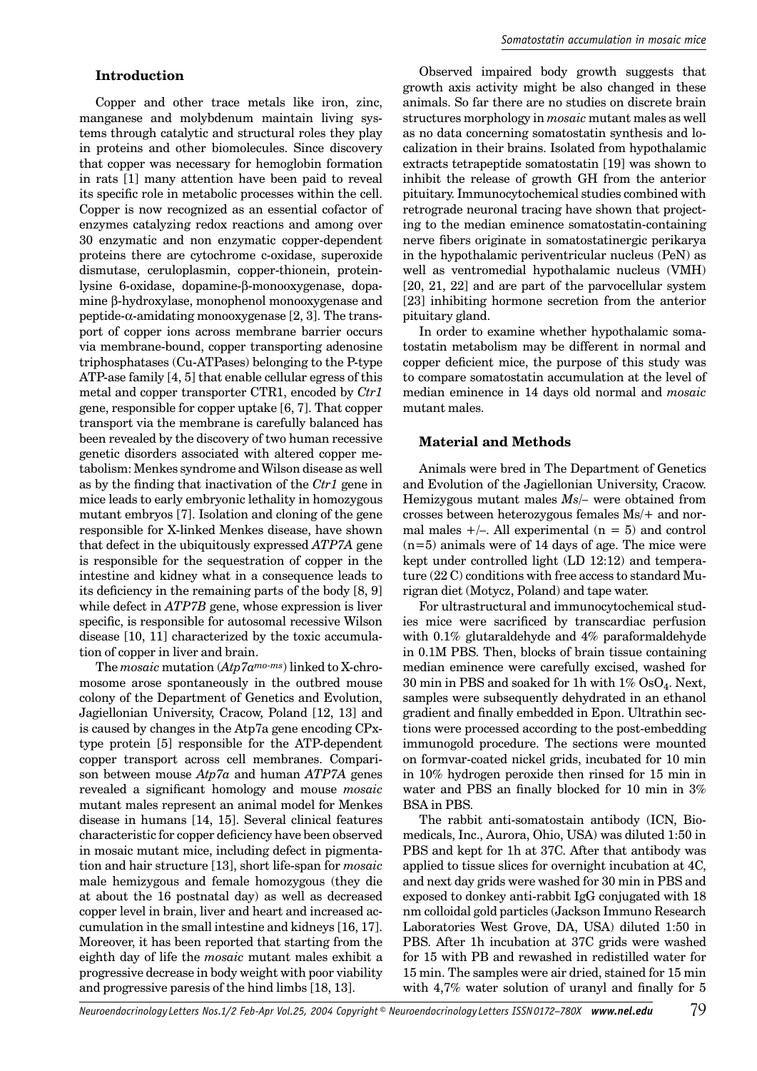## Introduction

Copper and other trace metals like iron, zinc, manganese and molybdenum maintain living systems through catalytic and structural roles they play in proteins and other biomolecules. Since discovery that copper was necessary for hemoglobin formation in rats [1] many attention have been paid to reveal its specific role in metabolic processes within the cell. Copper is now recognized as an essential cofactor of enzymes catalyzing redox reactions and among over 30 enzymatic and non enzymatic copper-dependent proteins there are cytochrome c-oxidase, superoxide dismutase, ceruloplasmin, copper-thionein, protein-lysine 6-oxidase, dopamine-β-monooxygenase, dopamine β-hydroxylase, monophenol monooxygenase and peptide-α-amidating monooxygenase [2, 3]. The transport of copper ions across membrane barrier occurs via membrane-bound, copper transporting adenosine triphosphatases (Cu-ATPases) belonging to the P-type ATP-ase family [4, 5] that enable cellular egress of this metal and copper transporter CTR1, encoded by *Ctr1* gene, responsible for copper uptake [6, 7]. That copper transport via the membrane is carefully balanced has been revealed by the discovery of two human recessive genetic disorders associated with altered copper metabolism: Menkes syndrome and Wilson disease as well as by the finding that inactivation of the *Ctr1* gene in mice leads to early embryonic lethality in homozygous mutant embryos [7]. Isolation and cloning of the gene responsible for X-linked Menkes disease, have shown that defect in the ubiquitously expressed *ATP7A* gene is responsible for the sequestration of copper in the intestine and kidney what in a consequence leads to its deficiency in the remaining parts of the body [8, 9] while defect in *ATP7B* gene, whose expression is liver specific, is responsible for autosomal recessive Wilson disease [10, 11] characterized by the toxic accumulation of copper in liver and brain.

The *mosaic* mutation (*Atp7a*$^{mo\text{-}ms}$) linked to X-chromosome arose spontaneously in the outbred mouse colony of the Department of Genetics and Evolution, Jagiellonian University, Cracow, Poland [12, 13] and is caused by changes in the Atp7a gene encoding CPx-type protein [5] responsible for the ATP-dependent copper transport across cell membranes. Comparison between mouse *Atp7a* and human *ATP7A* genes revealed a significant homology and mouse *mosaic* mutant males represent an animal model for Menkes disease in humans [14, 15]. Several clinical features characteristic for copper deficiency have been observed in mosaic mutant mice, including defect in pigmentation and hair structure [13], short life-span for *mosaic* male hemizygous and female homozygous (they die at about the 16 postnatal day) as well as decreased copper level in brain, liver and heart and increased accumulation in the small intestine and kidneys [16, 17]. Moreover, it has been reported that starting from the eighth day of life the *mosaic* mutant males exhibit a progressive decrease in body weight with poor viability and progressive paresis of the hind limbs [18, 13].

Observed impaired body growth suggests that growth axis activity might be also changed in these animals. So far there are no studies on discrete brain structures morphology in *mosaic* mutant males as well as no data concerning somatostatin synthesis and localization in their brains. Isolated from hypothalamic extracts tetrapeptide somatostatin [19] was shown to inhibit the release of growth GH from the anterior pituitary. Immunocytochemical studies combined with retrograde neuronal tracing have shown that projecting to the median eminence somatostatin-containing nerve fibers originate in somatostatinergic perikarya in the hypothalamic periventricular nucleus (PeN) as well as ventromedial hypothalamic nucleus (VMH) [20, 21, 22] and are part of the parvocellular system [23] inhibiting hormone secretion from the anterior pituitary gland.

In order to examine whether hypothalamic somatostatin metabolism may be different in normal and copper deficient mice, the purpose of this study was to compare somatostatin accumulation at the level of median eminence in 14 days old normal and *mosaic* mutant males.

## Material and Methods

Animals were bred in The Department of Genetics and Evolution of the Jagiellonian University, Cracow. Hemizygous mutant males *Ms*/– were obtained from crosses between heterozygous females Ms/+ and normal males +/–. All experimental (n = 5) and control (n=5) animals were of 14 days of age. The mice were kept under controlled light (LD 12:12) and temperature (22 C) conditions with free access to standard Murigran diet (Motycz, Poland) and tape water.

For ultrastructural and immunocytochemical studies mice were sacrificed by transcardiac perfusion with 0.1% glutaraldehyde and 4% paraformaldehyde in 0.1M PBS. Then, blocks of brain tissue containing median eminence were carefully excised, washed for 30 min in PBS and soaked for 1h with 1% $OsO_4$. Next, samples were subsequently dehydrated in an ethanol gradient and finally embedded in Epon. Ultrathin sections were processed according to the post-embedding immunogold procedure. The sections were mounted on formvar-coated nickel grids, incubated for 10 min in 10% hydrogen peroxide then rinsed for 15 min in water and PBS an finally blocked for 10 min in 3% BSA in PBS.

The rabbit anti-somatostain antibody (ICN, Biomedicals, Inc., Aurora, Ohio, USA) was diluted 1:50 in PBS and kept for 1h at 37C. After that antibody was applied to tissue slices for overnight incubation at 4C, and next day grids were washed for 30 min in PBS and exposed to donkey anti-rabbit IgG conjugated with 18 nm colloidal gold particles (Jackson Immuno Research Laboratories West Grove, DA, USA) diluted 1:50 in PBS. After 1h incubation at 37C grids were washed for 15 with PB and rewashed in redistilled water for 15 min. The samples were air dried, stained for 15 min with 4,7% water solution of uranyl and finally for 5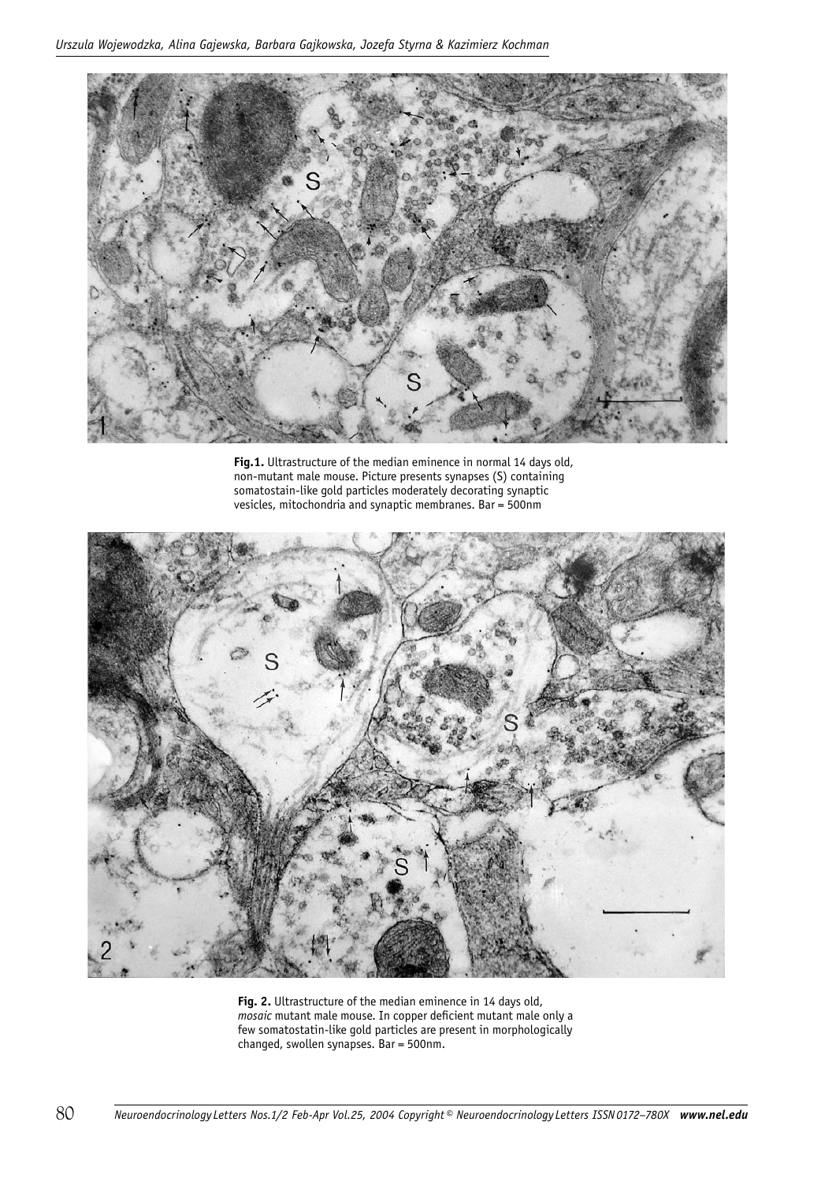**Fig.1.** Ultrastructure of the median eminence in normal 14 days old, non-mutant male mouse. Picture presents synapses (S) containing somatostain-like gold particles moderately decorating synaptic vesicles, mitochondria and synaptic membranes. Bar = 500nm

**Fig. 2.** Ultrastructure of the median eminence in 14 days old, *mosaic* mutant male mouse. In copper deficient mutant male only a few somatostatin-like gold particles are present in morphologically changed, swollen synapses. Bar = 500nm.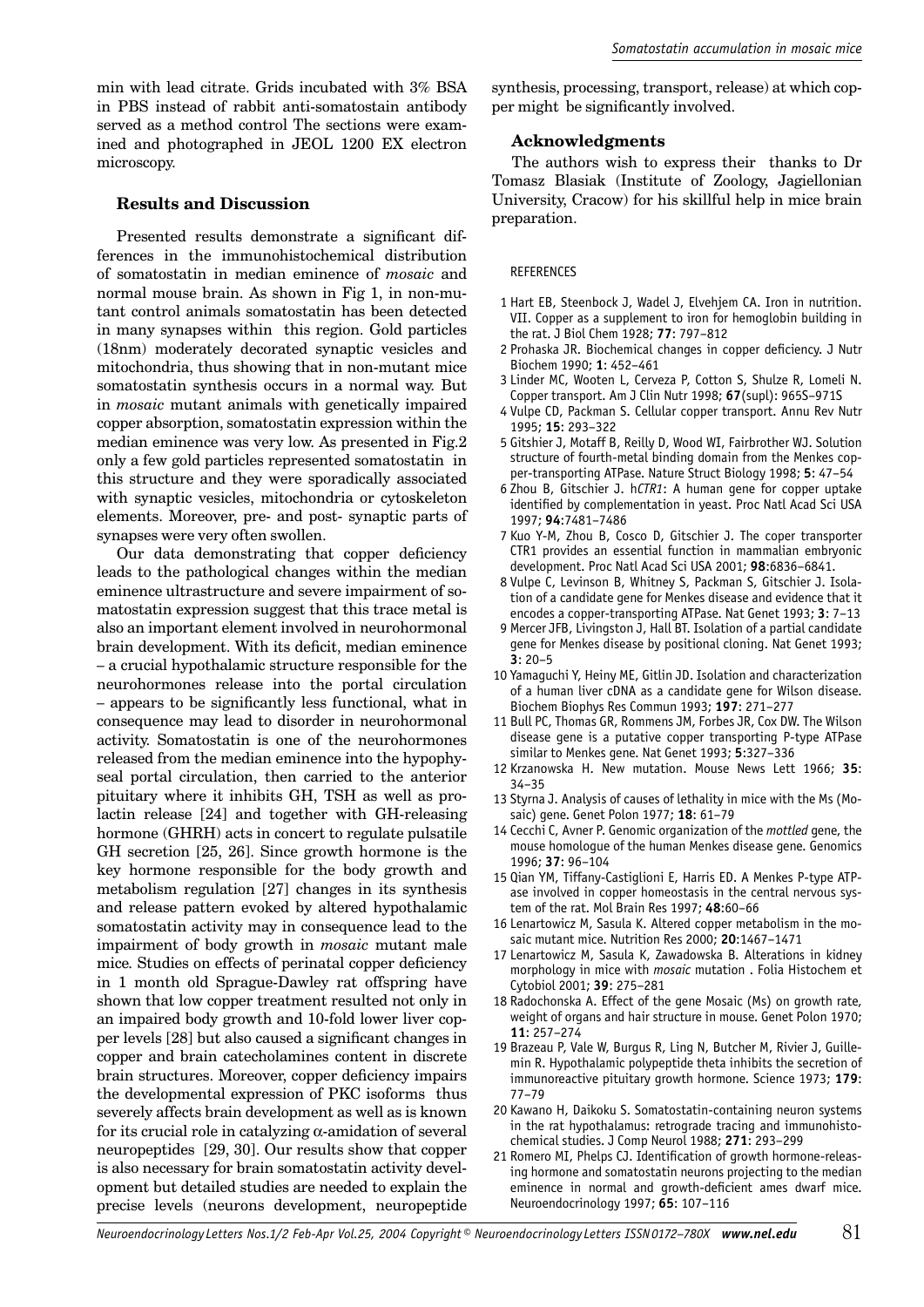min with lead citrate. Grids incubated with 3% BSA in PBS instead of rabbit anti-somatostain antibody served as a method control The sections were examined and photographed in JEOL 1200 EX electron microscopy.

### Results and Discussion

Presented results demonstrate a significant differences in the immunohistochemical distribution of somatostatin in median eminence of *mosaic* and normal mouse brain. As shown in Fig 1, in non-mutant control animals somatostatin has been detected in many synapses within this region. Gold particles (18nm) moderately decorated synaptic vesicles and mitochondria, thus showing that in non-mutant mice somatostatin synthesis occurs in a normal way. But in *mosaic* mutant animals with genetically impaired copper absorption, somatostatin expression within the median eminence was very low. As presented in Fig.2 only a few gold particles represented somatostatin in this structure and they were sporadically associated with synaptic vesicles, mitochondria or cytoskeleton elements. Moreover, pre- and post- synaptic parts of synapses were very often swollen.

Our data demonstrating that copper deficiency leads to the pathological changes within the median eminence ultrastructure and severe impairment of somatostatin expression suggest that this trace metal is also an important element involved in neurohormonal brain development. With its deficit, median eminence – a crucial hypothalamic structure responsible for the neurohormones release into the portal circulation – appears to be significantly less functional, what in consequence may lead to disorder in neurohormonal activity. Somatostatin is one of the neurohormones released from the median eminence into the hypophyseal portal circulation, then carried to the anterior pituitary where it inhibits GH, TSH as well as prolactin release [24] and together with GH-releasing hormone (GHRH) acts in concert to regulate pulsatile GH secretion [25, 26]. Since growth hormone is the key hormone responsible for the body growth and metabolism regulation [27] changes in its synthesis and release pattern evoked by altered hypothalamic somatostatin activity may in consequence lead to the impairment of body growth in *mosaic* mutant male mice. Studies on effects of perinatal copper deficiency in 1 month old Sprague-Dawley rat offspring have shown that low copper treatment resulted not only in an impaired body growth and 10-fold lower liver copper levels [28] but also caused a significant changes in copper and brain catecholamines content in discrete brain structures. Moreover, copper deficiency impairs the developmental expression of PKC isoforms thus severely affects brain development as well as is known for its crucial role in catalyzing α-amidation of several neuropeptides [29, 30]. Our results show that copper is also necessary for brain somatostatin activity development but detailed studies are needed to explain the precise levels (neurons development, neuropeptide synthesis, processing, transport, release) at which copper might be significantly involved.

### Acknowledgments

The authors wish to express their thanks to Dr Tomasz Blasiak (Institute of Zoology, Jagiellonian University, Cracow) for his skillful help in mice brain preparation.

REFERENCES

1. Hart EB, Steenbock J, Wadel J, Elvehjem CA. Iron in nutrition. VII. Copper as a supplement to iron for hemoglobin building in the rat. J Biol Chem 1928; **77**: 797–812
2. Prohaska JR. Biochemical changes in copper deficiency. J Nutr Biochem 1990; **1**: 452–461
3. Linder MC, Wooten L, Cerveza P, Cotton S, Shulze R, Lomeli N. Copper transport. Am J Clin Nutr 1998; **67**(supl): 965S–971S
4. Vulpe CD, Packman S. Cellular copper transport. Annu Rev Nutr 1995; **15**: 293–322
5. Gitshier J, Motaff B, Reilly D, Wood WI, Fairbrother WJ. Solution structure of fourth-metal binding domain from the Menkes copper-transporting ATPase. Nature Struct Biology 1998; **5**: 47–54
6. Zhou B, Gitschier J. h*CTR1*: A human gene for copper uptake identified by complementation in yeast. Proc Natl Acad Sci USA 1997; **94**:7481–7486
7. Kuo Y-M, Zhou B, Cosco D, Gitschier J. The coper transporter CTR1 provides an essential function in mammalian embryonic development. Proc Natl Acad Sci USA 2001; **98**:6836–6841.
8. Vulpe C, Levinson B, Whitney S, Packman S, Gitschier J. Isolation of a candidate gene for Menkes disease and evidence that it encodes a copper-transporting ATPase. Nat Genet 1993; **3**: 7–13
9. Mercer JFB, Livingston J, Hall BT. Isolation of a partial candidate gene for Menkes disease by positional cloning. Nat Genet 1993; **3**: 20–5
10. Yamaguchi Y, Heiny ME, Gitlin JD. Isolation and characterization of a human liver cDNA as a candidate gene for Wilson disease. Biochem Biophys Res Commun 1993; **197**: 271–277
11. Bull PC, Thomas GR, Rommens JM, Forbes JR, Cox DW. The Wilson disease gene is a putative copper transporting P-type ATPase similar to Menkes gene. Nat Genet 1993; **5**:327–336
12. Krzanowska H. New mutation. Mouse News Lett 1966; **35**: 34–35
13. Styrna J. Analysis of causes of lethality in mice with the Ms (Mosaic) gene. Genet Polon 1977; **18**: 61–79
14. Cecchi C, Avner P. Genomic organization of the *mottled* gene, the mouse homologue of the human Menkes disease gene. Genomics 1996; **37**: 96–104
15. Qian YM, Tiffany-Castiglioni E, Harris ED. A Menkes P-type ATPase involved in copper homeostasis in the central nervous system of the rat. Mol Brain Res 1997; **48**:60–66
16. Lenartowicz M, Sasula K. Altered copper metabolism in the mosaic mutant mice. Nutrition Res 2000; **20**:1467–1471
17. Lenartowicz M, Sasula K, Zawadowska B. Alterations in kidney morphology in mice with *mosaic* mutation . Folia Histochem et Cytobiol 2001; **39**: 275–281
18. Radochonska A. Effect of the gene Mosaic (Ms) on growth rate, weight of organs and hair structure in mouse. Genet Polon 1970; **11**: 257–274
19. Brazeau P, Vale W, Burgus R, Ling N, Butcher M, Rivier J, Guillemin R. Hypothalamic polypeptide theta inhibits the secretion of immunoreactive pituitary growth hormone. Science 1973; **179**: 77–79
20. Kawano H, Daikoku S. Somatostatin-containing neuron systems in the rat hypothalamus: retrograde tracing and immunohistochemical studies. J Comp Neurol 1988; **271**: 293–299
21. Romero MI, Phelps CJ. Identification of growth hormone-releasing hormone and somatostatin neurons projecting to the median eminence in normal and growth-deficient ames dwarf mice. Neuroendocrinology 1997; **65**: 107–116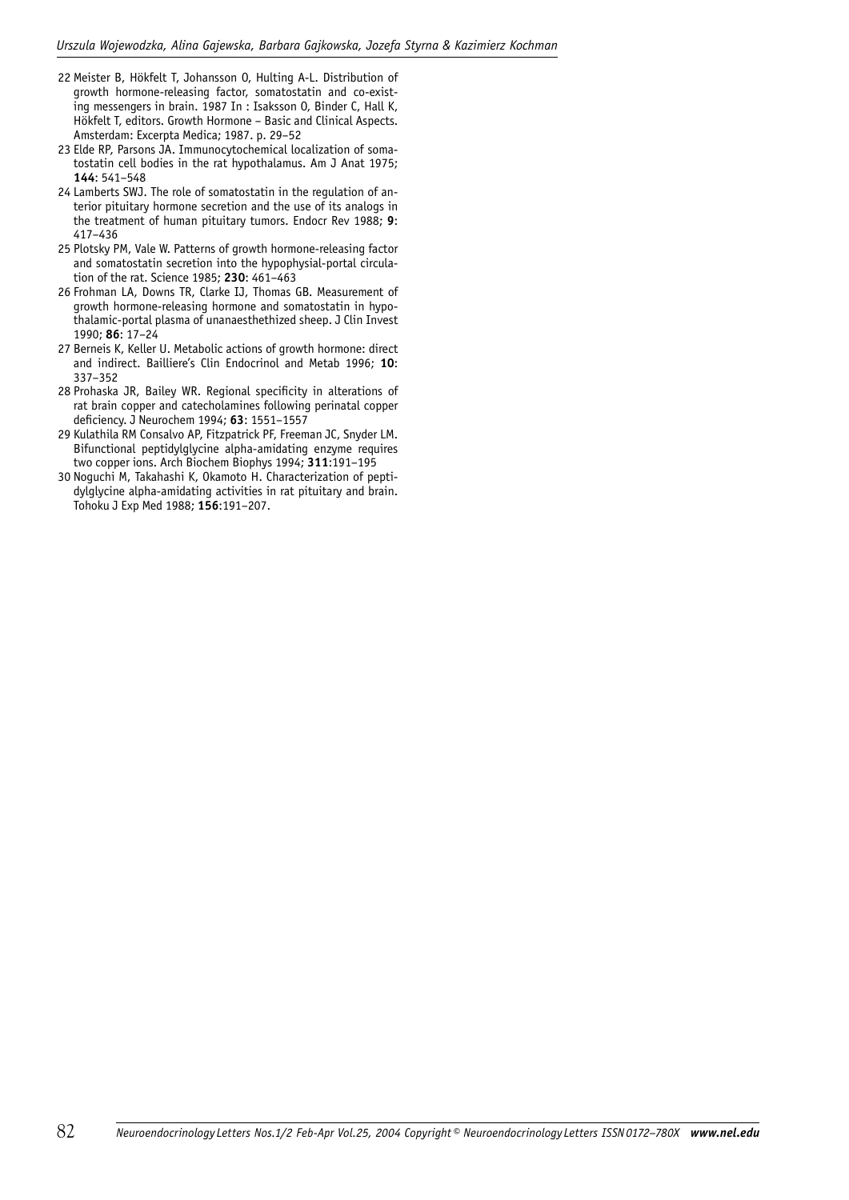22 Meister B, Hökfelt T, Johansson O, Hulting A-L. Distribution of growth hormone-releasing factor, somatostatin and co-existing messengers in brain. 1987 In : Isaksson O, Binder C, Hall K, Hökfelt T, editors. Growth Hormone – Basic and Clinical Aspects. Amsterdam: Excerpta Medica; 1987. p. 29–52

23 Elde RP, Parsons JA. Immunocytochemical localization of somatostatin cell bodies in the rat hypothalamus. Am J Anat 1975; **144**: 541–548

24 Lamberts SWJ. The role of somatostatin in the regulation of anterior pituitary hormone secretion and the use of its analogs in the treatment of human pituitary tumors. Endocr Rev 1988; **9**: 417–436

25 Plotsky PM, Vale W. Patterns of growth hormone-releasing factor and somatostatin secretion into the hypophysial-portal circulation of the rat. Science 1985; **230**: 461–463

26 Frohman LA, Downs TR, Clarke IJ, Thomas GB. Measurement of growth hormone-releasing hormone and somatostatin in hypothalamic-portal plasma of unanaesthethized sheep. J Clin Invest 1990; **86**: 17–24

27 Berneis K, Keller U. Metabolic actions of growth hormone: direct and indirect. Bailliere's Clin Endocrinol and Metab 1996; **10**: 337–352

28 Prohaska JR, Bailey WR. Regional specificity in alterations of rat brain copper and catecholamines following perinatal copper deficiency. J Neurochem 1994; **63**: 1551–1557

29 Kulathila RM Consalvo AP, Fitzpatrick PF, Freeman JC, Snyder LM. Bifunctional peptidylglycine alpha-amidating enzyme requires two copper ions. Arch Biochem Biophys 1994; **311**:191–195

30 Noguchi M, Takahashi K, Okamoto H. Characterization of peptidylglycine alpha-amidating activities in rat pituitary and brain. Tohoku J Exp Med 1988; **156**:191–207.